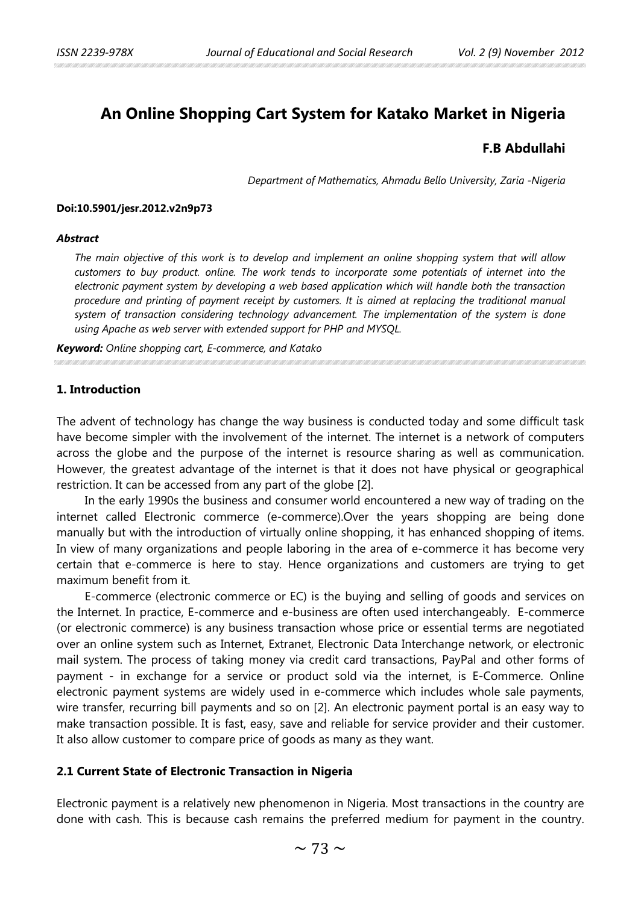# An Online Shopping Cart System for Katako Market in Nigeria

**F.B Abdullahi**

*Department of Mathematics, Ahmadu Bello University, Zaria -Nigeria*

**Doi:10.5901/jesr.2012.v2n9p73**

***Abstract***

*The main objective of this work is to develop and implement an online shopping system that will allow customers to buy product. online. The work tends to incorporate some potentials of internet into the electronic payment system by developing a web based application which will handle both the transaction procedure and printing of payment receipt by customers. It is aimed at replacing the traditional manual system of transaction considering technology advancement. The implementation of the system is done using Apache as web server with extended support for PHP and MYSQL.*

***Keyword:*** *Online shopping cart, E-commerce, and Katako*

## 1. Introduction

The advent of technology has change the way business is conducted today and some difficult task have become simpler with the involvement of the internet. The internet is a network of computers across the globe and the purpose of the internet is resource sharing as well as communication. However, the greatest advantage of the internet is that it does not have physical or geographical restriction. It can be accessed from any part of the globe [2].

In the early 1990s the business and consumer world encountered a new way of trading on the internet called Electronic commerce (e-commerce).Over the years shopping are being done manually but with the introduction of virtually online shopping, it has enhanced shopping of items. In view of many organizations and people laboring in the area of e-commerce it has become very certain that e-commerce is here to stay. Hence organizations and customers are trying to get maximum benefit from it.

E-commerce (electronic commerce or EC) is the buying and selling of goods and services on the Internet. In practice, E-commerce and e-business are often used interchangeably. E-commerce (or electronic commerce) is any business transaction whose price or essential terms are negotiated over an online system such as Internet, Extranet, Electronic Data Interchange network, or electronic mail system. The process of taking money via credit card transactions, PayPal and other forms of payment - in exchange for a service or product sold via the internet, is E-Commerce. Online electronic payment systems are widely used in e-commerce which includes whole sale payments, wire transfer, recurring bill payments and so on [2]. An electronic payment portal is an easy way to make transaction possible. It is fast, easy, save and reliable for service provider and their customer. It also allow customer to compare price of goods as many as they want.

### 2.1 Current State of Electronic Transaction in Nigeria

Electronic payment is a relatively new phenomenon in Nigeria. Most transactions in the country are done with cash. This is because cash remains the preferred medium for payment in the country.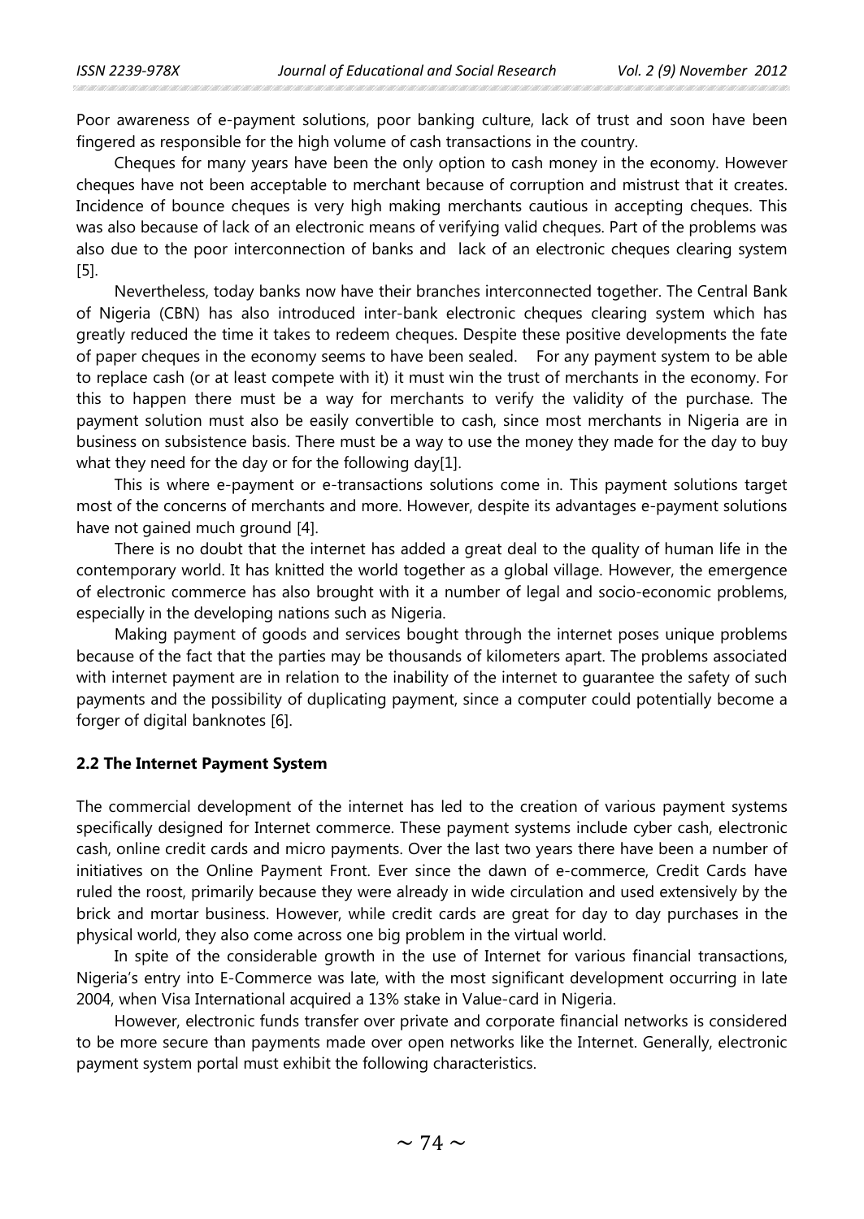Poor awareness of e-payment solutions, poor banking culture, lack of trust and soon have been fingered as responsible for the high volume of cash transactions in the country.

Cheques for many years have been the only option to cash money in the economy. However cheques have not been acceptable to merchant because of corruption and mistrust that it creates. Incidence of bounce cheques is very high making merchants cautious in accepting cheques. This was also because of lack of an electronic means of verifying valid cheques. Part of the problems was also due to the poor interconnection of banks and lack of an electronic cheques clearing system [5].

Nevertheless, today banks now have their branches interconnected together. The Central Bank of Nigeria (CBN) has also introduced inter-bank electronic cheques clearing system which has greatly reduced the time it takes to redeem cheques. Despite these positive developments the fate of paper cheques in the economy seems to have been sealed. For any payment system to be able to replace cash (or at least compete with it) it must win the trust of merchants in the economy. For this to happen there must be a way for merchants to verify the validity of the purchase. The payment solution must also be easily convertible to cash, since most merchants in Nigeria are in business on subsistence basis. There must be a way to use the money they made for the day to buy what they need for the day or for the following day[1].

This is where e-payment or e-transactions solutions come in. This payment solutions target most of the concerns of merchants and more. However, despite its advantages e-payment solutions have not gained much ground [4].

There is no doubt that the internet has added a great deal to the quality of human life in the contemporary world. It has knitted the world together as a global village. However, the emergence of electronic commerce has also brought with it a number of legal and socio-economic problems, especially in the developing nations such as Nigeria.

Making payment of goods and services bought through the internet poses unique problems because of the fact that the parties may be thousands of kilometers apart. The problems associated with internet payment are in relation to the inability of the internet to guarantee the safety of such payments and the possibility of duplicating payment, since a computer could potentially become a forger of digital banknotes [6].

### 2.2 The Internet Payment System

The commercial development of the internet has led to the creation of various payment systems specifically designed for Internet commerce. These payment systems include cyber cash, electronic cash, online credit cards and micro payments. Over the last two years there have been a number of initiatives on the Online Payment Front. Ever since the dawn of e-commerce, Credit Cards have ruled the roost, primarily because they were already in wide circulation and used extensively by the brick and mortar business. However, while credit cards are great for day to day purchases in the physical world, they also come across one big problem in the virtual world.

In spite of the considerable growth in the use of Internet for various financial transactions, Nigeria's entry into E-Commerce was late, with the most significant development occurring in late 2004, when Visa International acquired a 13% stake in Value-card in Nigeria.

However, electronic funds transfer over private and corporate financial networks is considered to be more secure than payments made over open networks like the Internet. Generally, electronic payment system portal must exhibit the following characteristics.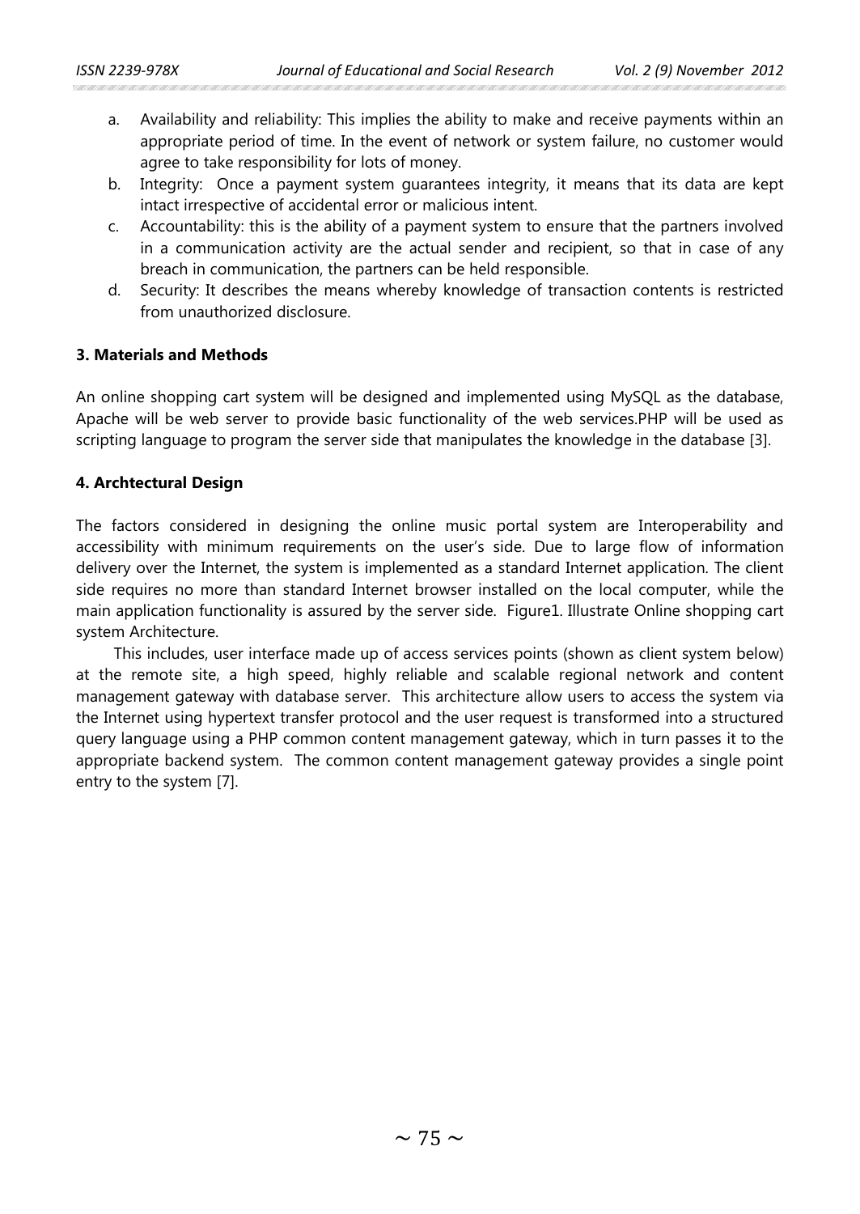a. Availability and reliability: This implies the ability to make and receive payments within an appropriate period of time. In the event of network or system failure, no customer would agree to take responsibility for lots of money.
b. Integrity: Once a payment system guarantees integrity, it means that its data are kept intact irrespective of accidental error or malicious intent.
c. Accountability: this is the ability of a payment system to ensure that the partners involved in a communication activity are the actual sender and recipient, so that in case of any breach in communication, the partners can be held responsible.
d. Security: It describes the means whereby knowledge of transaction contents is restricted from unauthorized disclosure.

### 3. Materials and Methods

An online shopping cart system will be designed and implemented using MySQL as the database, Apache will be web server to provide basic functionality of the web services.PHP will be used as scripting language to program the server side that manipulates the knowledge in the database [3].

### 4. Archtectural Design

The factors considered in designing the online music portal system are Interoperability and accessibility with minimum requirements on the user's side. Due to large flow of information delivery over the Internet, the system is implemented as a standard Internet application. The client side requires no more than standard Internet browser installed on the local computer, while the main application functionality is assured by the server side. Figure1. Illustrate Online shopping cart system Architecture.

This includes, user interface made up of access services points (shown as client system below) at the remote site, a high speed, highly reliable and scalable regional network and content management gateway with database server. This architecture allow users to access the system via the Internet using hypertext transfer protocol and the user request is transformed into a structured query language using a PHP common content management gateway, which in turn passes it to the appropriate backend system. The common content management gateway provides a single point entry to the system [7].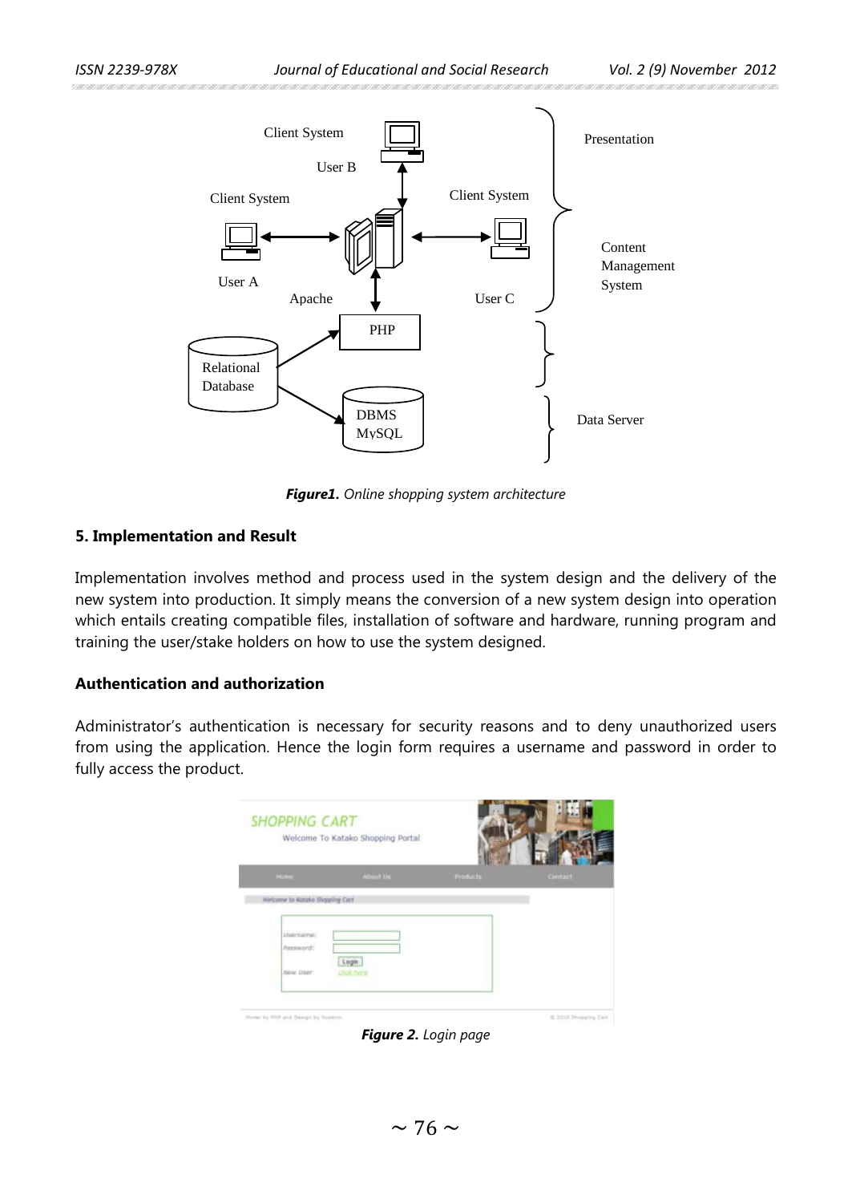*Figure1. Online shopping system architecture*

## 5. Implementation and Result

Implementation involves method and process used in the system design and the delivery of the new system into production. It simply means the conversion of a new system design into operation which entails creating compatible files, installation of software and hardware, running program and training the user/stake holders on how to use the system designed.

### Authentication and authorization

Administrator's authentication is necessary for security reasons and to deny unauthorized users from using the application. Hence the login form requires a username and password in order to fully access the product.

*Figure 2. Login page*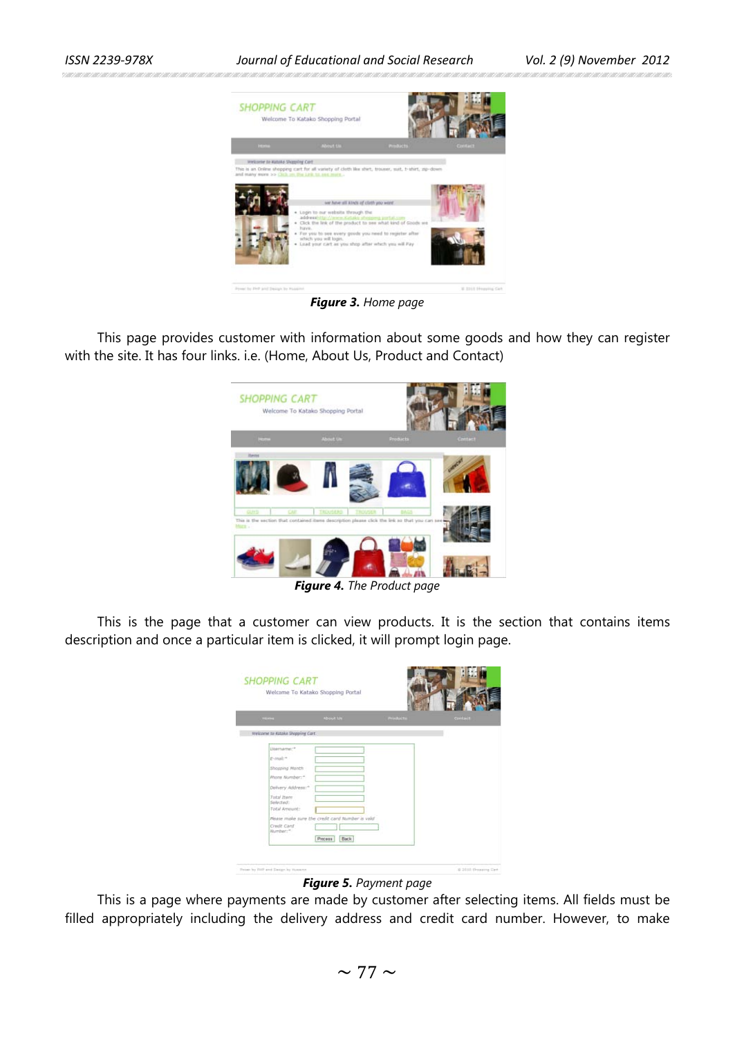*Figure 3.* Home page

This page provides customer with information about some goods and how they can register with the site. It has four links. i.e. (Home, About Us, Product and Contact)

*Figure 4.* The Product page

This is the page that a customer can view products. It is the section that contains items description and once a particular item is clicked, it will prompt login page.

*Figure 5.* Payment page

This is a page where payments are made by customer after selecting items. All fields must be filled appropriately including the delivery address and credit card number. However, to make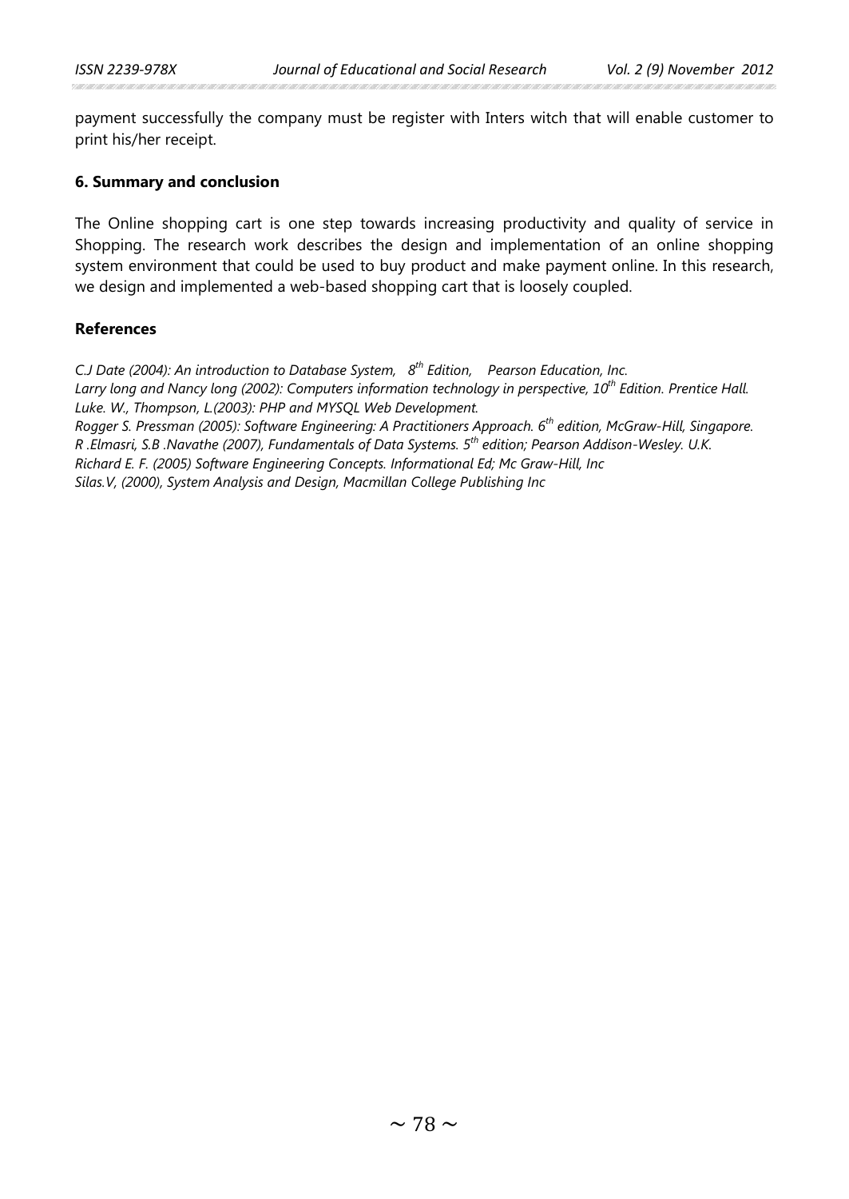payment successfully the company must be register with Inters witch that will enable customer to print his/her receipt.

### 6. Summary and conclusion

The Online shopping cart is one step towards increasing productivity and quality of service in Shopping. The research work describes the design and implementation of an online shopping system environment that could be used to buy product and make payment online. In this research, we design and implemented a web-based shopping cart that is loosely coupled.

### References

*C.J Date (2004): An introduction to Database System, 8th Edition, Pearson Education, Inc.*
*Larry long and Nancy long (2002): Computers information technology in perspective, 10th Edition. Prentice Hall.*
*Luke. W., Thompson, L.(2003): PHP and MYSQL Web Development.*
*Rogger S. Pressman (2005): Software Engineering: A Practitioners Approach. 6th edition, McGraw-Hill, Singapore.*
*R .Elmasri, S.B .Navathe (2007), Fundamentals of Data Systems. 5th edition; Pearson Addison-Wesley. U.K.*
*Richard E. F. (2005) Software Engineering Concepts. Informational Ed; Mc Graw-Hill, Inc*
*Silas.V, (2000), System Analysis and Design, Macmillan College Publishing Inc*